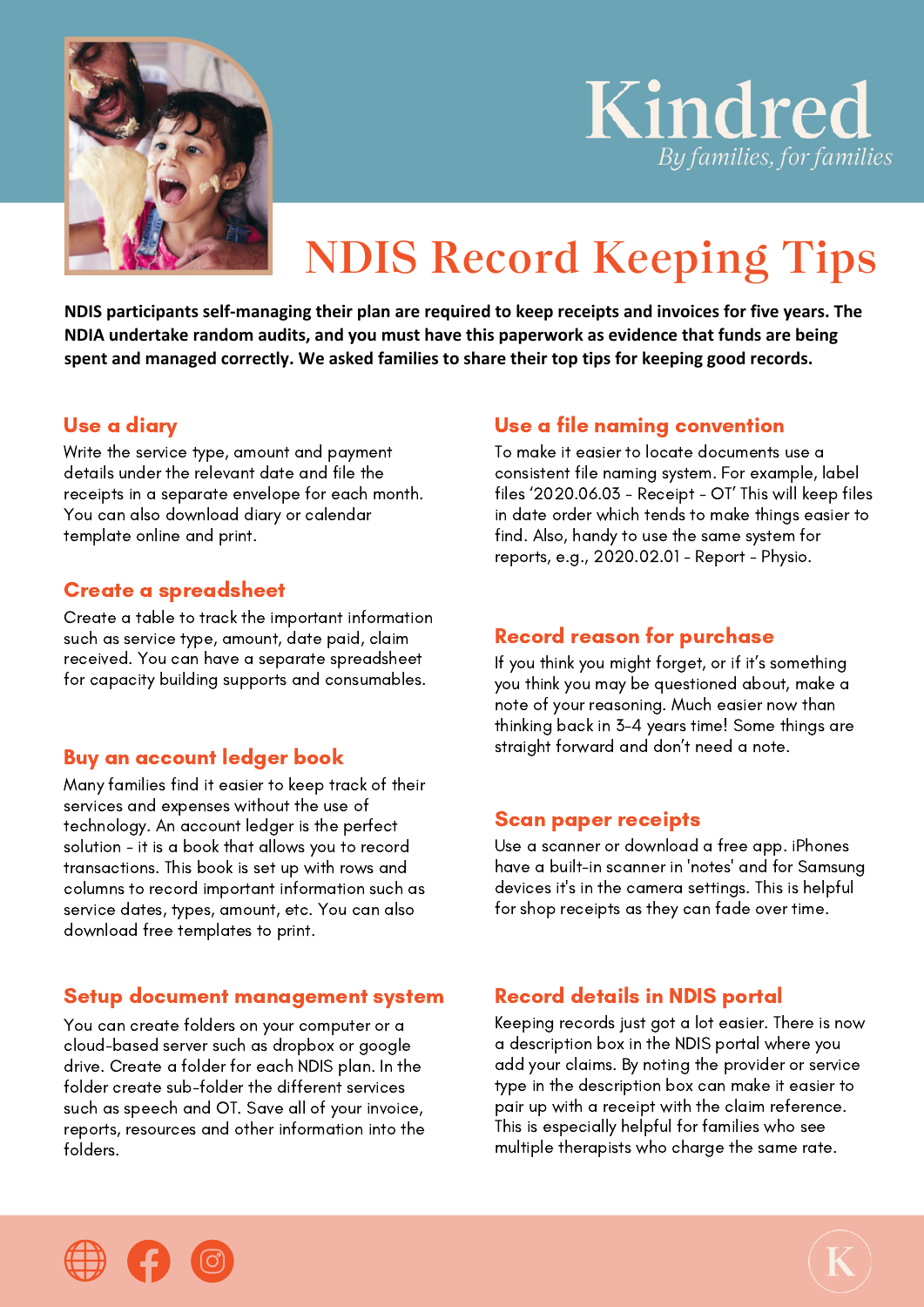Kindred

*By families, for families*

# NDIS Record Keeping Tips

**NDIS participants self-managing their plan are required to keep receipts and invoices for five years. The NDIA undertake random audits, and you must have this paperwork as evidence that funds are being spent and managed correctly. We asked families to share their top tips for keeping good records.**

## Use a diary

Write the service type, amount and payment details under the relevant date and file the receipts in a separate envelope for each month. You can also download diary or calendar template online and print.

## Create a spreadsheet

Create a table to track the important information such as service type, amount, date paid, claim received. You can have a separate spreadsheet for capacity building supports and consumables.

## Buy an account ledger book

Many families find it easier to keep track of their services and expenses without the use of technology. An account ledger is the perfect solution - it is a book that allows you to record transactions. This book is set up with rows and columns to record important information such as service dates, types, amount, etc. You can also download free templates to print.

## Setup document management system

You can create folders on your computer or a cloud-based server such as dropbox or google drive. Create a folder for each NDIS plan. In the folder create sub-folder the different services such as speech and OT. Save all of your invoice, reports, resources and other information into the folders.

## Use a file naming convention

To make it easier to locate documents use a consistent file naming system. For example, label files '2020.06.03 - Receipt - OT' This will keep files in date order which tends to make things easier to find. Also, handy to use the same system for reports, e.g., 2020.02.01 - Report - Physio.

## Record reason for purchase

If you think you might forget, or if it's something you think you may be questioned about, make a note of your reasoning. Much easier now than thinking back in 3-4 years time! Some things are straight forward and don't need a note.

## Scan paper receipts

Use a scanner or download a free app. iPhones have a built-in scanner in 'notes' and for Samsung devices it's in the camera settings. This is helpful for shop receipts as they can fade over time.

## Record details in NDIS portal

Keeping records just got a lot easier. There is now a description box in the NDIS portal where you add your claims. By noting the provider or service type in the description box can make it easier to pair up with a receipt with the claim reference. This is especially helpful for families who see multiple therapists who charge the same rate.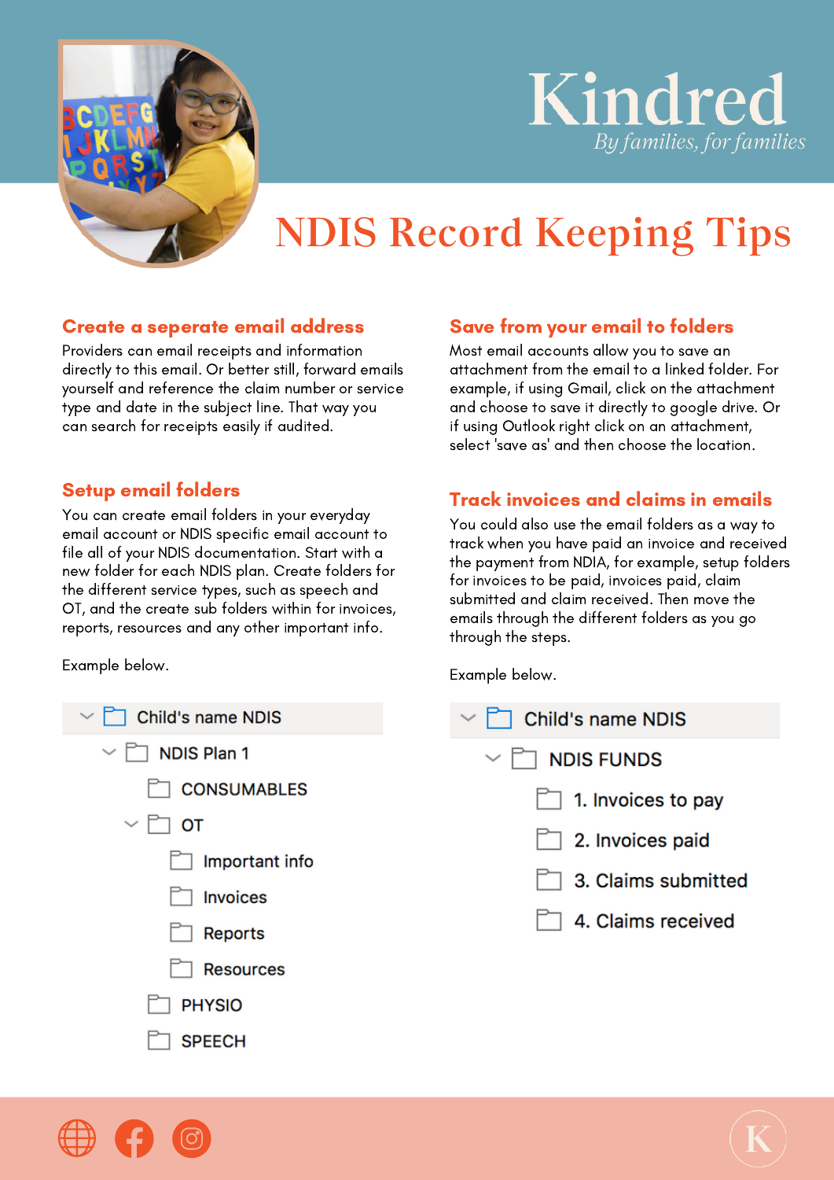# Kindred

*By families, for families*

# NDIS Record Keeping Tips

## Create a seperate email address

Providers can email receipts and information directly to this email. Or better still, forward emails yourself and reference the claim number or service type and date in the subject line. That way you can search for receipts easily if audited.

## Setup email folders

You can create email folders in your everyday email account or NDIS specific email account to file all of your NDIS documentation. Start with a new folder for each NDIS plan. Create folders for the different service types, such as speech and OT, and the create sub folders within for invoices, reports, resources and any other important info.

Example below.

- Child's name NDIS
  - NDIS Plan 1
    - CONSUMABLES
    - OT
      - Important info
      - Invoices
      - Reports
      - Resources
    - PHYSIO
    - SPEECH

## Save from your email to folders

Most email accounts allow you to save an attachment from the email to a linked folder. For example, if using Gmail, click on the attachment and choose to save it directly to google drive. Or if using Outlook right click on an attachment, select 'save as' and then choose the location.

## Track invoices and claims in emails

You could also use the email folders as a way to track when you have paid an invoice and received the payment from NDIA, for example, setup folders for invoices to be paid, invoices paid, claim submitted and claim received. Then move the emails through the different folders as you go through the steps.

Example below.

- Child's name NDIS
  - NDIS FUNDS
    - 1. Invoices to pay
    - 2. Invoices paid
    - 3. Claims submitted
    - 4. Claims received